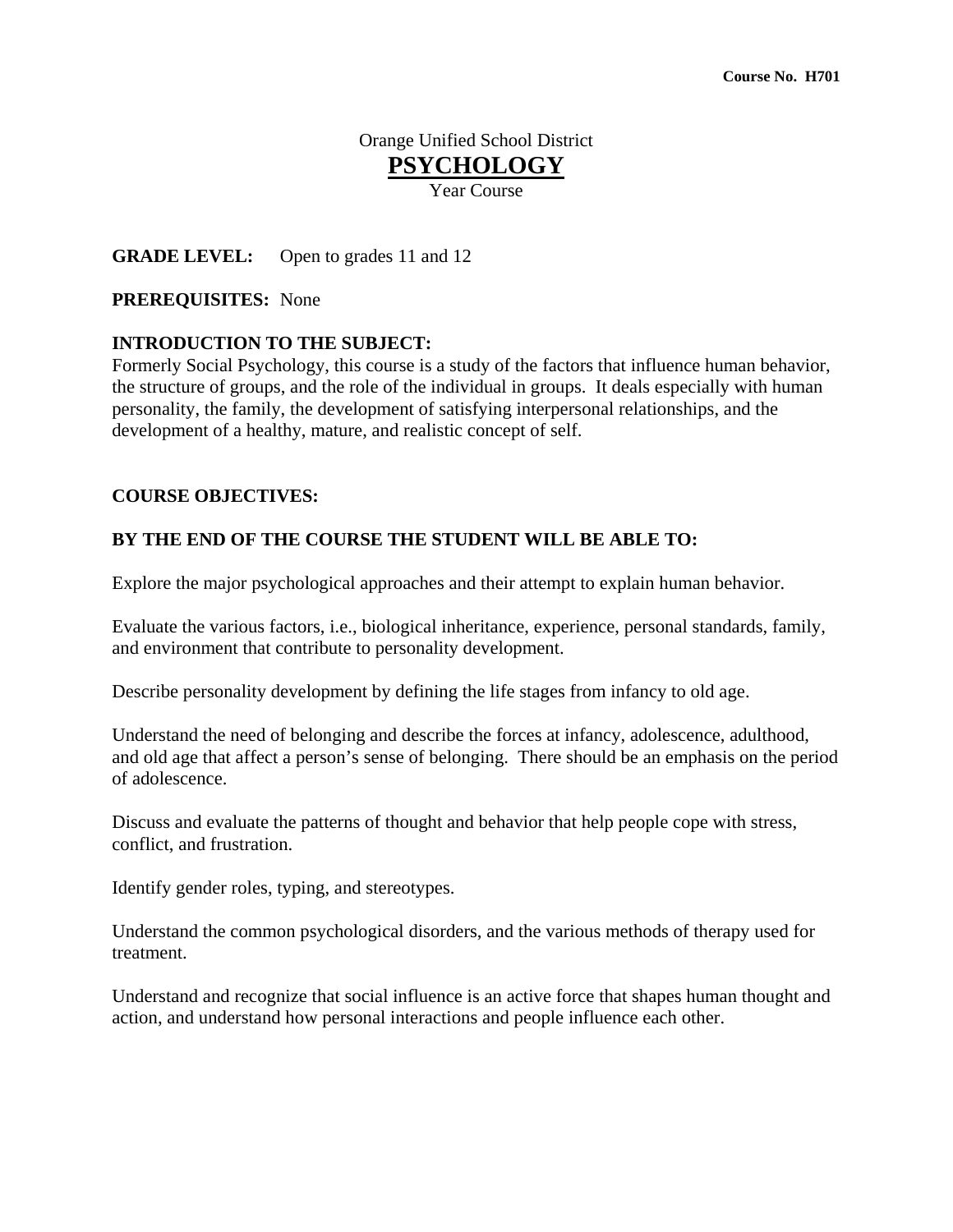**Course No. H701**

Orange Unified School District

# PSYCHOLOGY

Year Course

**GRADE LEVEL:** Open to grades 11 and 12

**PREREQUISITES:** None

**INTRODUCTION TO THE SUBJECT:**
Formerly Social Psychology, this course is a study of the factors that influence human behavior, the structure of groups, and the role of the individual in groups. It deals especially with human personality, the family, the development of satisfying interpersonal relationships, and the development of a healthy, mature, and realistic concept of self.

**COURSE OBJECTIVES:**

**BY THE END OF THE COURSE THE STUDENT WILL BE ABLE TO:**

Explore the major psychological approaches and their attempt to explain human behavior.

Evaluate the various factors, i.e., biological inheritance, experience, personal standards, family, and environment that contribute to personality development.

Describe personality development by defining the life stages from infancy to old age.

Understand the need of belonging and describe the forces at infancy, adolescence, adulthood, and old age that affect a person's sense of belonging. There should be an emphasis on the period of adolescence.

Discuss and evaluate the patterns of thought and behavior that help people cope with stress, conflict, and frustration.

Identify gender roles, typing, and stereotypes.

Understand the common psychological disorders, and the various methods of therapy used for treatment.

Understand and recognize that social influence is an active force that shapes human thought and action, and understand how personal interactions and people influence each other.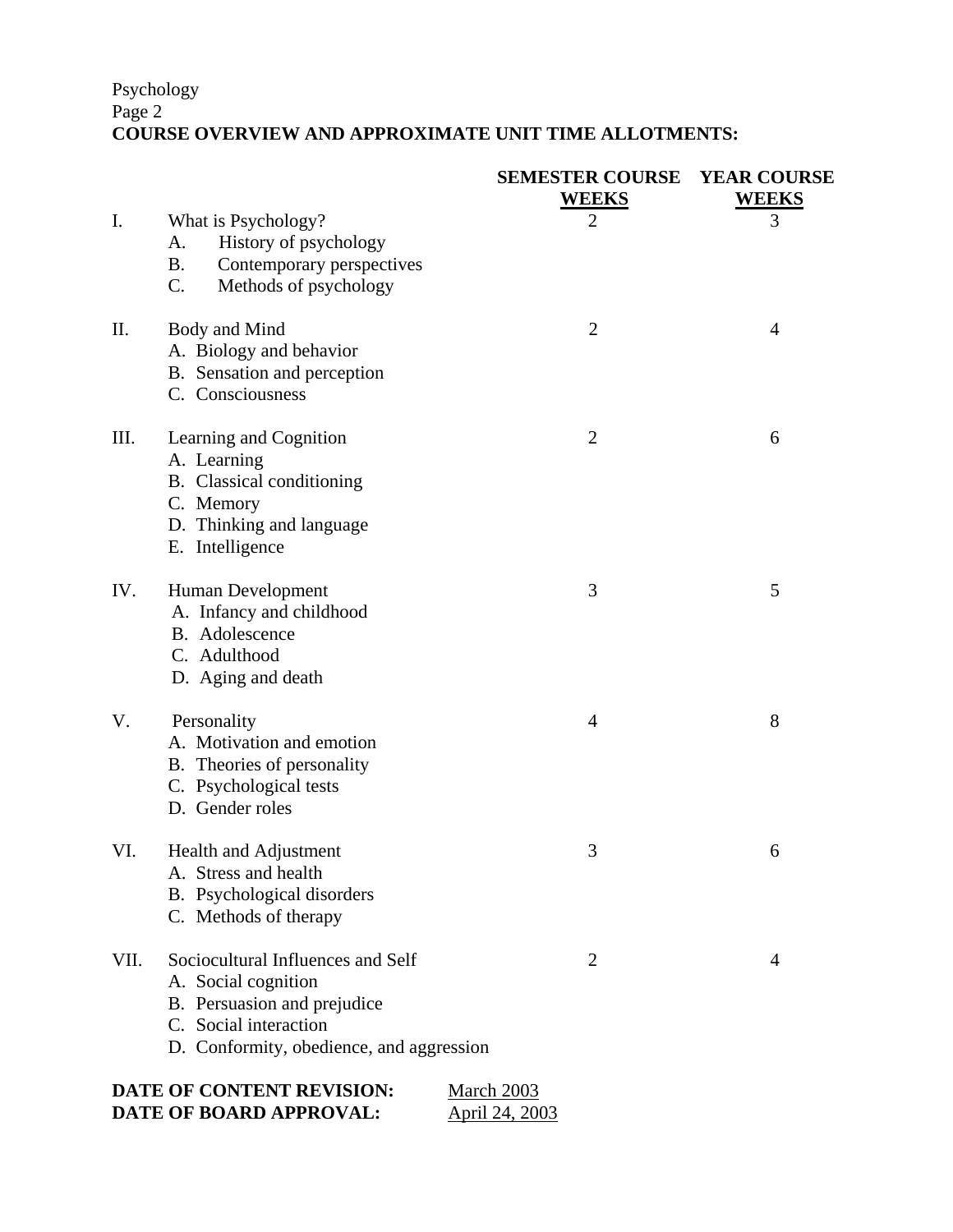**COURSE OVERVIEW AND APPROXIMATE UNIT TIME ALLOTMENTS:**

| | | SEMESTER COURSE WEEKS | YEAR COURSE WEEKS |
|---|---|---|---|
| I. | What is Psychology?<br>A. History of psychology<br>B. Contemporary perspectives<br>C. Methods of psychology | 2 | 3 |
| II. | Body and Mind<br>A. Biology and behavior<br>B. Sensation and perception<br>C. Consciousness | 2 | 4 |
| III. | Learning and Cognition<br>A. Learning<br>B. Classical conditioning<br>C. Memory<br>D. Thinking and language<br>E. Intelligence | 2 | 6 |
| IV. | Human Development<br>A. Infancy and childhood<br>B. Adolescence<br>C. Adulthood<br>D. Aging and death | 3 | 5 |
| V. | Personality<br>A. Motivation and emotion<br>B. Theories of personality<br>C. Psychological tests<br>D. Gender roles | 4 | 8 |
| VI. | Health and Adjustment<br>A. Stress and health<br>B. Psychological disorders<br>C. Methods of therapy | 3 | 6 |
| VII. | Sociocultural Influences and Self<br>A. Social cognition<br>B. Persuasion and prejudice<br>C. Social interaction<br>D. Conformity, obedience, and aggression | 2 | 4 |

**DATE OF CONTENT REVISION:** March 2003
**DATE OF BOARD APPROVAL:** April 24, 2003